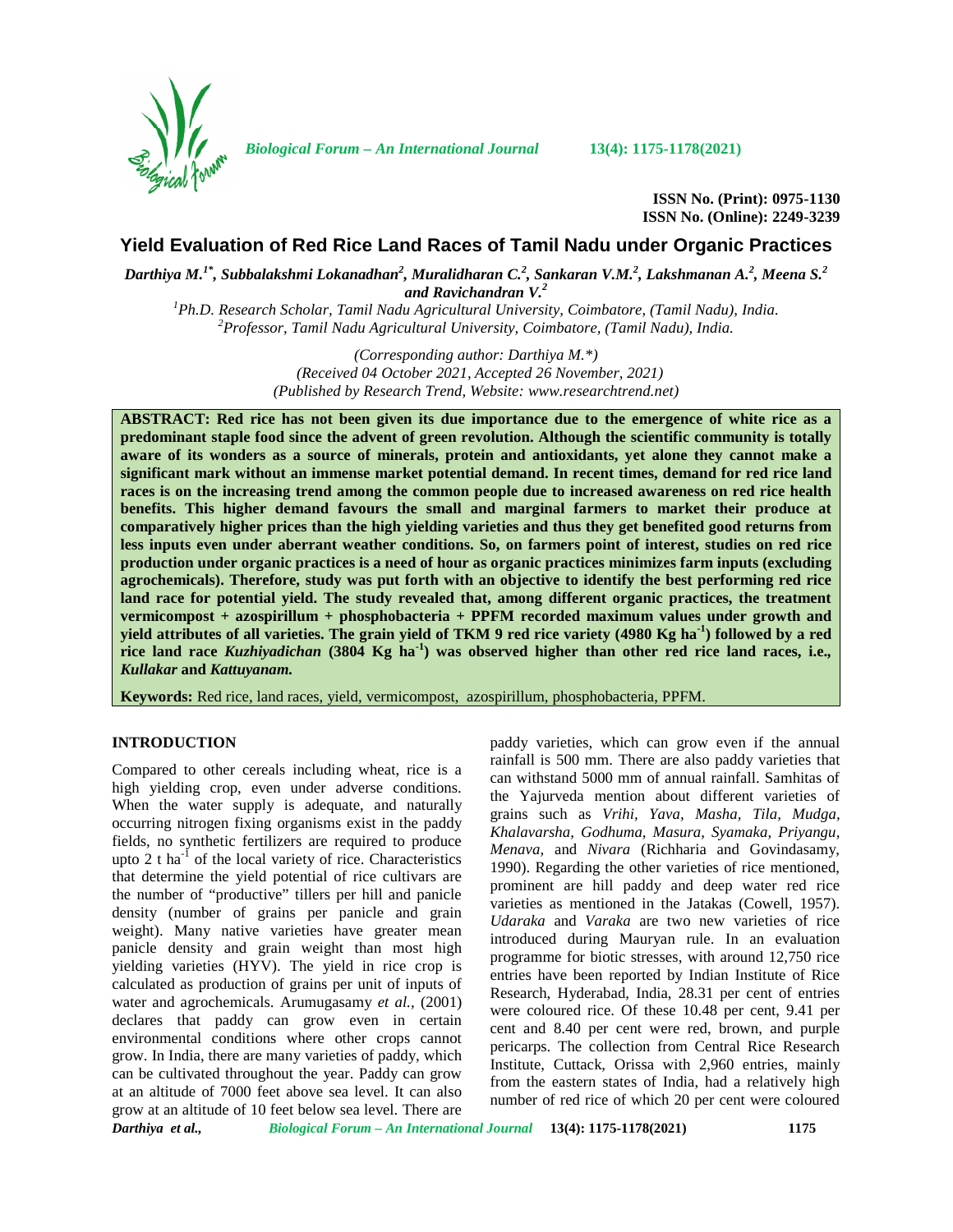**ISSN No. (Print): 0975-1130**
**ISSN No. (Online): 2249-3239**

# Yield Evaluation of Red Rice Land Races of Tamil Nadu under Organic Practices

***Darthiya M.[1*], Subbalakshmi Lokanadhan[2], Muralidharan C.[2], Sankaran V.M.[2], Lakshmanan A.[2], Meena S.[2] and Ravichandran V.[2]***

*[1]Ph.D. Research Scholar, Tamil Nadu Agricultural University, Coimbatore, (Tamil Nadu), India.*
*[2]Professor, Tamil Nadu Agricultural University, Coimbatore, (Tamil Nadu), India.*

*(Corresponding author: Darthiya M.*)*
*(Received 04 October 2021, Accepted 26 November, 2021)*
*(Published by Research Trend, Website: www.researchtrend.net)*

**ABSTRACT: Red rice has not been given its due importance due to the emergence of white rice as a predominant staple food since the advent of green revolution. Although the scientific community is totally aware of its wonders as a source of minerals, protein and antioxidants, yet alone they cannot make a significant mark without an immense market potential demand. In recent times, demand for red rice land races is on the increasing trend among the common people due to increased awareness on red rice health benefits. This higher demand favours the small and marginal farmers to market their produce at comparatively higher prices than the high yielding varieties and thus they get benefited good returns from less inputs even under aberrant weather conditions. So, on farmers point of interest, studies on red rice production under organic practices is a need of hour as organic practices minimizes farm inputs (excluding agrochemicals). Therefore, study was put forth with an objective to identify the best performing red rice land race for potential yield. The study revealed that, among different organic practices, the treatment vermicompost + azospirillum + phosphobacteria + PPFM recorded maximum values under growth and yield attributes of all varieties. The grain yield of TKM 9 red rice variety (4980 Kg ha$^{-1}$) followed by a red rice land race *Kuzhiyadichan* (3804 Kg ha$^{-1}$) was observed higher than other red rice land races, i.e., *Kullakar* and *Kattuyanam.***

**Keywords:** Red rice, land races, yield, vermicompost, azospirillum, phosphobacteria, PPFM.

## INTRODUCTION

Compared to other cereals including wheat, rice is a high yielding crop, even under adverse conditions. When the water supply is adequate, and naturally occurring nitrogen fixing organisms exist in the paddy fields, no synthetic fertilizers are required to produce upto 2 t ha$^{-1}$ of the local variety of rice. Characteristics that determine the yield potential of rice cultivars are the number of "productive" tillers per hill and panicle density (number of grains per panicle and grain weight). Many native varieties have greater mean panicle density and grain weight than most high yielding varieties (HYV). The yield in rice crop is calculated as production of grains per unit of inputs of water and agrochemicals. Arumugasamy *et al.,* (2001) declares that paddy can grow even in certain environmental conditions where other crops cannot grow. In India, there are many varieties of paddy, which can be cultivated throughout the year. Paddy can grow at an altitude of 7000 feet above sea level. It can also grow at an altitude of 10 feet below sea level. There are paddy varieties, which can grow even if the annual rainfall is 500 mm. There are also paddy varieties that can withstand 5000 mm of annual rainfall. Samhitas of the Yajurveda mention about different varieties of grains such as *Vrihi, Yava, Masha, Tila, Mudga, Khalavarsha, Godhuma, Masura, Syamaka, Priyangu, Menava,* and *Nivara* (Richharia and Govindasamy, 1990). Regarding the other varieties of rice mentioned, prominent are hill paddy and deep water red rice varieties as mentioned in the Jatakas (Cowell, 1957). *Udaraka* and *Varaka* are two new varieties of rice introduced during Mauryan rule. In an evaluation programme for biotic stresses, with around 12,750 rice entries have been reported by Indian Institute of Rice Research, Hyderabad, India, 28.31 per cent of entries were coloured rice. Of these 10.48 per cent, 9.41 per cent and 8.40 per cent were red, brown, and purple pericarps. The collection from Central Rice Research Institute, Cuttack, Orissa with 2,960 entries, mainly from the eastern states of India, had a relatively high number of red rice of which 20 per cent were coloured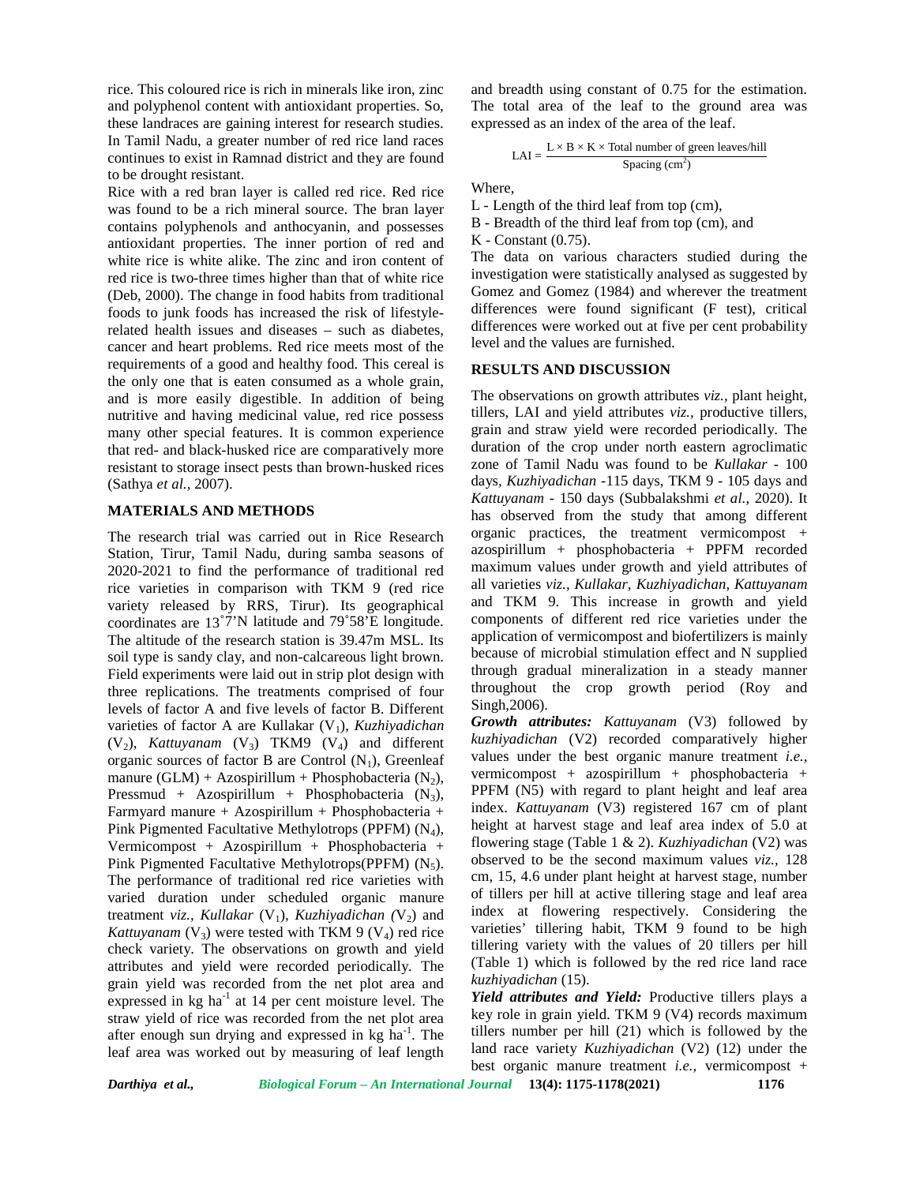rice. This coloured rice is rich in minerals like iron, zinc and polyphenol content with antioxidant properties. So, these landraces are gaining interest for research studies. In Tamil Nadu, a greater number of red rice land races continues to exist in Ramnad district and they are found to be drought resistant.

Rice with a red bran layer is called red rice. Red rice was found to be a rich mineral source. The bran layer contains polyphenols and anthocyanin, and possesses antioxidant properties. The inner portion of red and white rice is white alike. The zinc and iron content of red rice is two-three times higher than that of white rice (Deb, 2000). The change in food habits from traditional foods to junk foods has increased the risk of lifestyle-related health issues and diseases – such as diabetes, cancer and heart problems. Red rice meets most of the requirements of a good and healthy food. This cereal is the only one that is eaten consumed as a whole grain, and is more easily digestible. In addition of being nutritive and having medicinal value, red rice possess many other special features. It is common experience that red- and black-husked rice are comparatively more resistant to storage insect pests than brown-husked rices (Sathya *et al.,* 2007).

## MATERIALS AND METHODS

The research trial was carried out in Rice Research Station, Tirur, Tamil Nadu, during samba seasons of 2020-2021 to find the performance of traditional red rice varieties in comparison with TKM 9 (red rice variety released by RRS, Tirur). Its geographical coordinates are 13˚7'N latitude and 79˚58'E longitude. The altitude of the research station is 39.47m MSL. Its soil type is sandy clay, and non-calcareous light brown. Field experiments were laid out in strip plot design with three replications. The treatments comprised of four levels of factor A and five levels of factor B. Different varieties of factor A are Kullakar ($V_1$), *Kuzhiyadichan* ($V_2$), *Kattuyanam* ($V_3$) TKM9 ($V_4$) and different organic sources of factor B are Control ($N_1$), Greenleaf manure (GLM) + Azospirillum + Phosphobacteria ($N_2$), Pressmud + Azospirillum + Phosphobacteria ($N_3$), Farmyard manure + Azospirillum + Phosphobacteria + Pink Pigmented Facultative Methylotrops (PPFM) ($N_4$), Vermicompost + Azospirillum + Phosphobacteria + Pink Pigmented Facultative Methylotrops(PPFM) ($N_5$). The performance of traditional red rice varieties with varied duration under scheduled organic manure treatment *viz., Kullakar* ($V_1$), *Kuzhiyadichan* ($V_2$) and *Kattuyanam* ($V_3$) were tested with TKM 9 ($V_4$) red rice check variety. The observations on growth and yield attributes and yield were recorded periodically. The grain yield was recorded from the net plot area and expressed in kg ha$^{-1}$ at 14 per cent moisture level. The straw yield of rice was recorded from the net plot area after enough sun drying and expressed in kg ha$^{-1}$. The leaf area was worked out by measuring of leaf length and breadth using constant of 0.75 for the estimation. The total area of the leaf to the ground area was expressed as an index of the area of the leaf.

$$LAI = \frac{L \times B \times K \times \text{Total number of green leaves/hill}}{\text{Spacing (cm}^2\text{)}}$$

Where,

L - Length of the third leaf from top (cm),

B - Breadth of the third leaf from top (cm), and

K - Constant (0.75).

The data on various characters studied during the investigation were statistically analysed as suggested by Gomez and Gomez (1984) and wherever the treatment differences were found significant (F test), critical differences were worked out at five per cent probability level and the values are furnished.

## RESULTS AND DISCUSSION

The observations on growth attributes *viz.,* plant height, tillers, LAI and yield attributes *viz.,* productive tillers, grain and straw yield were recorded periodically. The duration of the crop under north eastern agroclimatic zone of Tamil Nadu was found to be *Kullakar* - 100 days, *Kuzhiyadichan* -115 days, TKM 9 - 105 days and *Kattuyanam* - 150 days (Subbalakshmi *et al.,* 2020). It has observed from the study that among different organic practices, the treatment vermicompost + azospirillum + phosphobacteria + PPFM recorded maximum values under growth and yield attributes of all varieties *viz., Kullakar, Kuzhiyadichan, Kattuyanam* and TKM 9. This increase in growth and yield components of different red rice varieties under the application of vermicompost and biofertilizers is mainly because of microbial stimulation effect and N supplied through gradual mineralization in a steady manner throughout the crop growth period (Roy and Singh,2006).

***Growth attributes:*** *Kattuyanam* (V3) followed by *kuzhiyadichan* (V2) recorded comparatively higher values under the best organic manure treatment *i.e.,* vermicompost + azospirillum + phosphobacteria + PPFM (N5) with regard to plant height and leaf area index. *Kattuyanam* (V3) registered 167 cm of plant height at harvest stage and leaf area index of 5.0 at flowering stage (Table 1 & 2). *Kuzhiyadichan* (V2) was observed to be the second maximum values *viz.,* 128 cm, 15, 4.6 under plant height at harvest stage, number of tillers per hill at active tillering stage and leaf area index at flowering respectively. Considering the varieties' tillering habit, TKM 9 found to be high tillering variety with the values of 20 tillers per hill (Table 1) which is followed by the red rice land race *kuzhiyadichan* (15).

***Yield attributes and Yield:*** Productive tillers plays a key role in grain yield. TKM 9 (V4) records maximum tillers number per hill (21) which is followed by the land race variety *Kuzhiyadichan* (V2) (12) under the best organic manure treatment *i.e.,* vermicompost +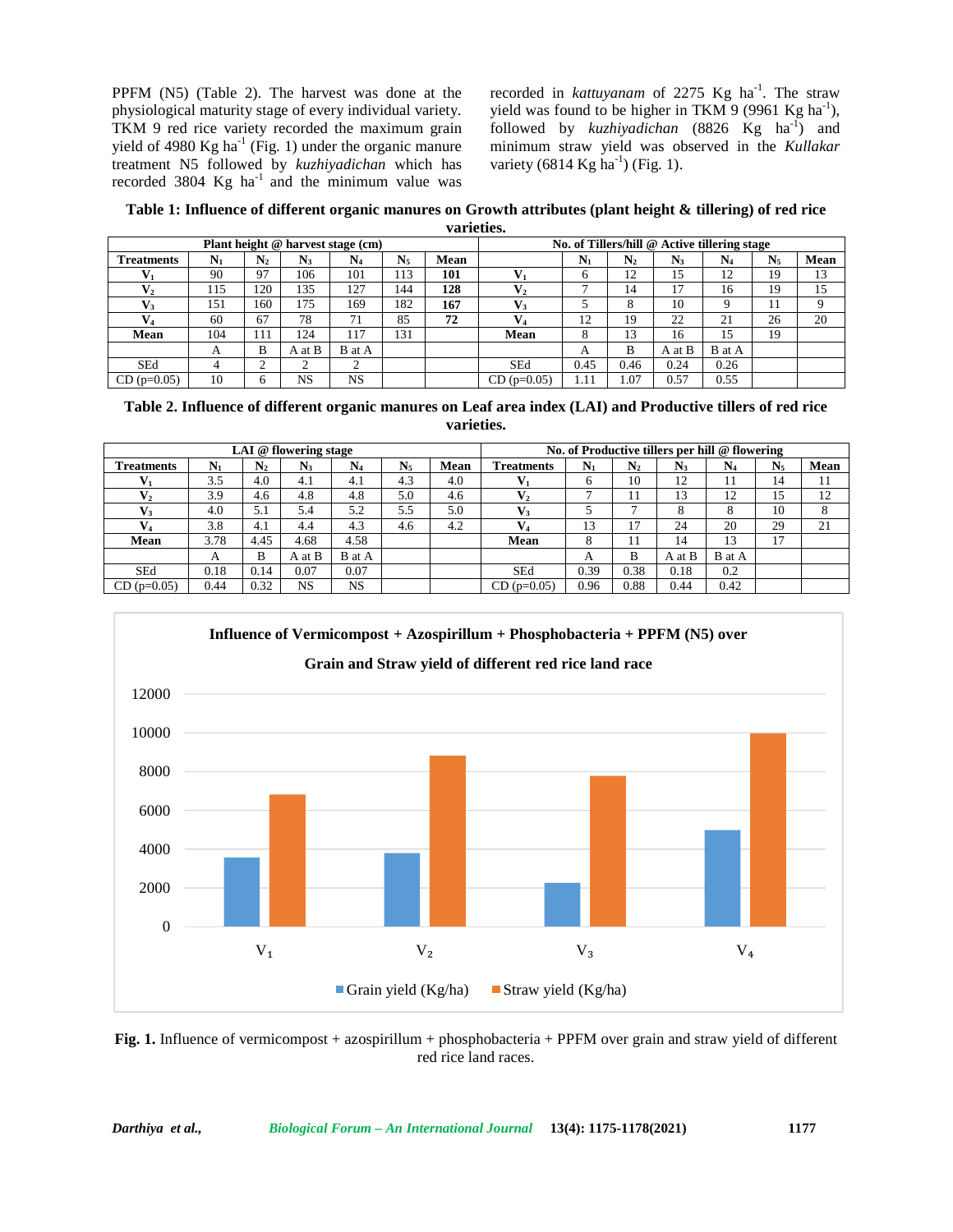PPFM (N5) (Table 2). The harvest was done at the physiological maturity stage of every individual variety. TKM 9 red rice variety recorded the maximum grain yield of 4980 Kg ha$^{-1}$ (Fig. 1) under the organic manure treatment N5 followed by *kuzhiyadichan* which has recorded 3804 Kg ha$^{-1}$ and the minimum value was recorded in *kattuyanam* of 2275 Kg ha$^{-1}$. The straw yield was found to be higher in TKM 9 (9961 Kg ha$^{-1}$), followed by *kuzhiyadichan* (8826 Kg ha$^{-1}$) and minimum straw yield was observed in the *Kullakar* variety (6814 Kg ha$^{-1}$) (Fig. 1).

**Table 1: Influence of different organic manures on Growth attributes (plant height & tillering) of red rice varieties.**

| Plant height @ harvest stage (cm) | | | | | | | No. of Tillers/hill @ Active tillering stage | | | | | | |
|---|---|---|---|---|---|---|---|---|---|---|---|---|---|
| **Treatments** | **$N_1$** | **$N_2$** | **$N_3$** | **$N_4$** | **$N_5$** | **Mean** | | **$N_1$** | **$N_2$** | **$N_3$** | **$N_4$** | **$N_5$** | **Mean** |
| **$V_1$** | 90 | 97 | 106 | 101 | 113 | **101** | **$V_1$** | 6 | 12 | 15 | 12 | 19 | 13 |
| **$V_2$** | 115 | 120 | 135 | 127 | 144 | **128** | **$V_2$** | 7 | 14 | 17 | 16 | 19 | 15 |
| **$V_3$** | 151 | 160 | 175 | 169 | 182 | **167** | **$V_3$** | 5 | 8 | 10 | 9 | 11 | 9 |
| **$V_4$** | 60 | 67 | 78 | 71 | 85 | **72** | **$V_4$** | 12 | 19 | 22 | 21 | 26 | 20 |
| **Mean** | 104 | 111 | 124 | 117 | 131 | | **Mean** | 8 | 13 | 16 | 15 | 19 | |
| | A | B | A at B | B at A | | | | A | B | A at B | B at A | | |
| SEd | 4 | 2 | 2 | 2 | | | SEd | 0.45 | 0.46 | 0.24 | 0.26 | | |
| CD (p=0.05) | 10 | 6 | NS | NS | | | CD (p=0.05) | 1.11 | 1.07 | 0.57 | 0.55 | | |

**Table 2. Influence of different organic manures on Leaf area index (LAI) and Productive tillers of red rice varieties.**

| LAI @ flowering stage | | | | | | | No. of Productive tillers per hill @ flowering | | | | | | |
|---|---|---|---|---|---|---|---|---|---|---|---|---|---|
| **Treatments** | **$N_1$** | **$N_2$** | **$N_3$** | **$N_4$** | **$N_5$** | **Mean** | **Treatments** | **$N_1$** | **$N_2$** | **$N_3$** | **$N_4$** | **$N_5$** | **Mean** |
| **$V_1$** | 3.5 | 4.0 | 4.1 | 4.1 | 4.3 | 4.0 | **$V_1$** | 6 | 10 | 12 | 11 | 14 | 11 |
| **$V_2$** | 3.9 | 4.6 | 4.8 | 4.8 | 5.0 | 4.6 | **$V_2$** | 7 | 11 | 13 | 12 | 15 | 12 |
| **$V_3$** | 4.0 | 5.1 | 5.4 | 5.2 | 5.5 | 5.0 | **$V_3$** | 5 | 7 | 8 | 8 | 10 | 8 |
| **$V_4$** | 3.8 | 4.1 | 4.4 | 4.3 | 4.6 | 4.2 | **$V_4$** | 13 | 17 | 24 | 20 | 29 | 21 |
| **Mean** | 3.78 | 4.45 | 4.68 | 4.58 | | | **Mean** | 8 | 11 | 14 | 13 | 17 | |
| | A | B | A at B | B at A | | | | A | B | A at B | B at A | | |
| SEd | 0.18 | 0.14 | 0.07 | 0.07 | | | SEd | 0.39 | 0.38 | 0.18 | 0.2 | | |
| CD (p=0.05) | 0.44 | 0.32 | NS | NS | | | CD (p=0.05) | 0.96 | 0.88 | 0.44 | 0.42 | | |

**Influence of Vermicompost + Azospirillum + Phosphobacteria + PPFM (N5) over Grain and Straw yield of different red rice land race**

**Fig. 1.** Influence of vermicompost + azospirillum + phosphobacteria + PPFM over grain and straw yield of different red rice land races.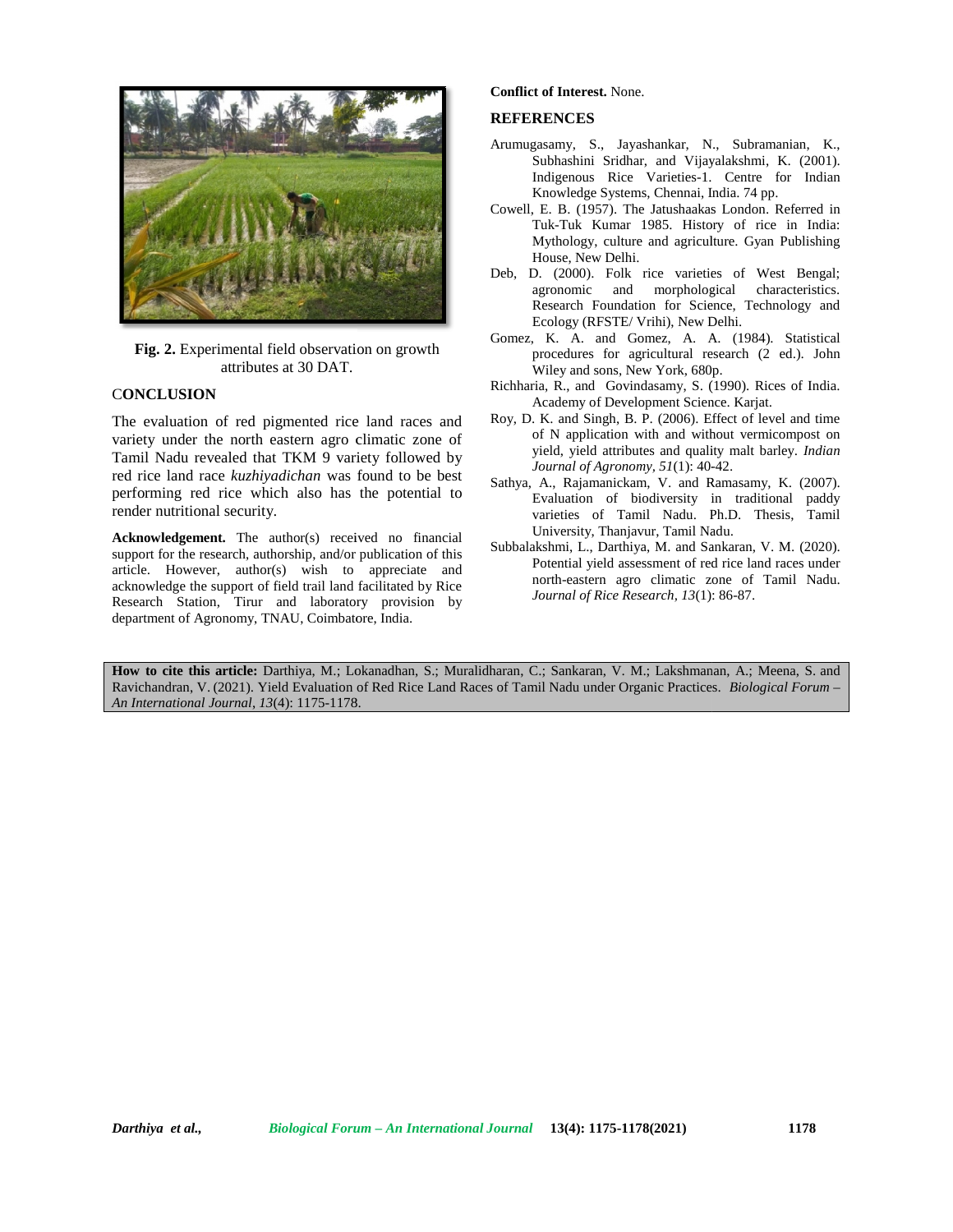**Fig. 2.** Experimental field observation on growth attributes at 30 DAT.

## CONCLUSION

The evaluation of red pigmented rice land races and variety under the north eastern agro climatic zone of Tamil Nadu revealed that TKM 9 variety followed by red rice land race *kuzhiyadichan* was found to be best performing red rice which also has the potential to render nutritional security.

**Acknowledgement.** The author(s) received no financial support for the research, authorship, and/or publication of this article. However, author(s) wish to appreciate and acknowledge the support of field trail land facilitated by Rice Research Station, Tirur and laboratory provision by department of Agronomy, TNAU, Coimbatore, India.

**Conflict of Interest.** None.

## REFERENCES

Arumugasamy, S., Jayashankar, N., Subramanian, K., Subhashini Sridhar, and Vijayalakshmi, K. (2001). Indigenous Rice Varieties-1. Centre for Indian Knowledge Systems, Chennai, India. 74 pp.

Cowell, E. B. (1957). The Jatushaakas London. Referred in Tuk-Tuk Kumar 1985. History of rice in India: Mythology, culture and agriculture. Gyan Publishing House, New Delhi.

Deb, D. (2000). Folk rice varieties of West Bengal; agronomic and morphological characteristics. Research Foundation for Science, Technology and Ecology (RFSTE/ Vrihi), New Delhi.

Gomez, K. A. and Gomez, A. A. (1984). Statistical procedures for agricultural research (2 ed.). John Wiley and sons, New York, 680p.

Richharia, R., and Govindasamy, S. (1990). Rices of India. Academy of Development Science. Karjat.

Roy, D. K. and Singh, B. P. (2006). Effect of level and time of N application with and without vermicompost on yield, yield attributes and quality malt barley. *Indian Journal of Agronomy, 51*(1): 40-42.

Sathya, A., Rajamanickam, V. and Ramasamy, K. (2007). Evaluation of biodiversity in traditional paddy varieties of Tamil Nadu. Ph.D. Thesis, Tamil University, Thanjavur, Tamil Nadu.

Subbalakshmi, L., Darthiya, M. and Sankaran, V. M. (2020). Potential yield assessment of red rice land races under north-eastern agro climatic zone of Tamil Nadu. *Journal of Rice Research, 13*(1): 86-87.

**How to cite this article:** Darthiya, M.; Lokanadhan, S.; Muralidharan, C.; Sankaran, V. M.; Lakshmanan, A.; Meena, S. and Ravichandran, V. (2021). Yield Evaluation of Red Rice Land Races of Tamil Nadu under Organic Practices. *Biological Forum – An International Journal, 13*(4): 1175-1178.